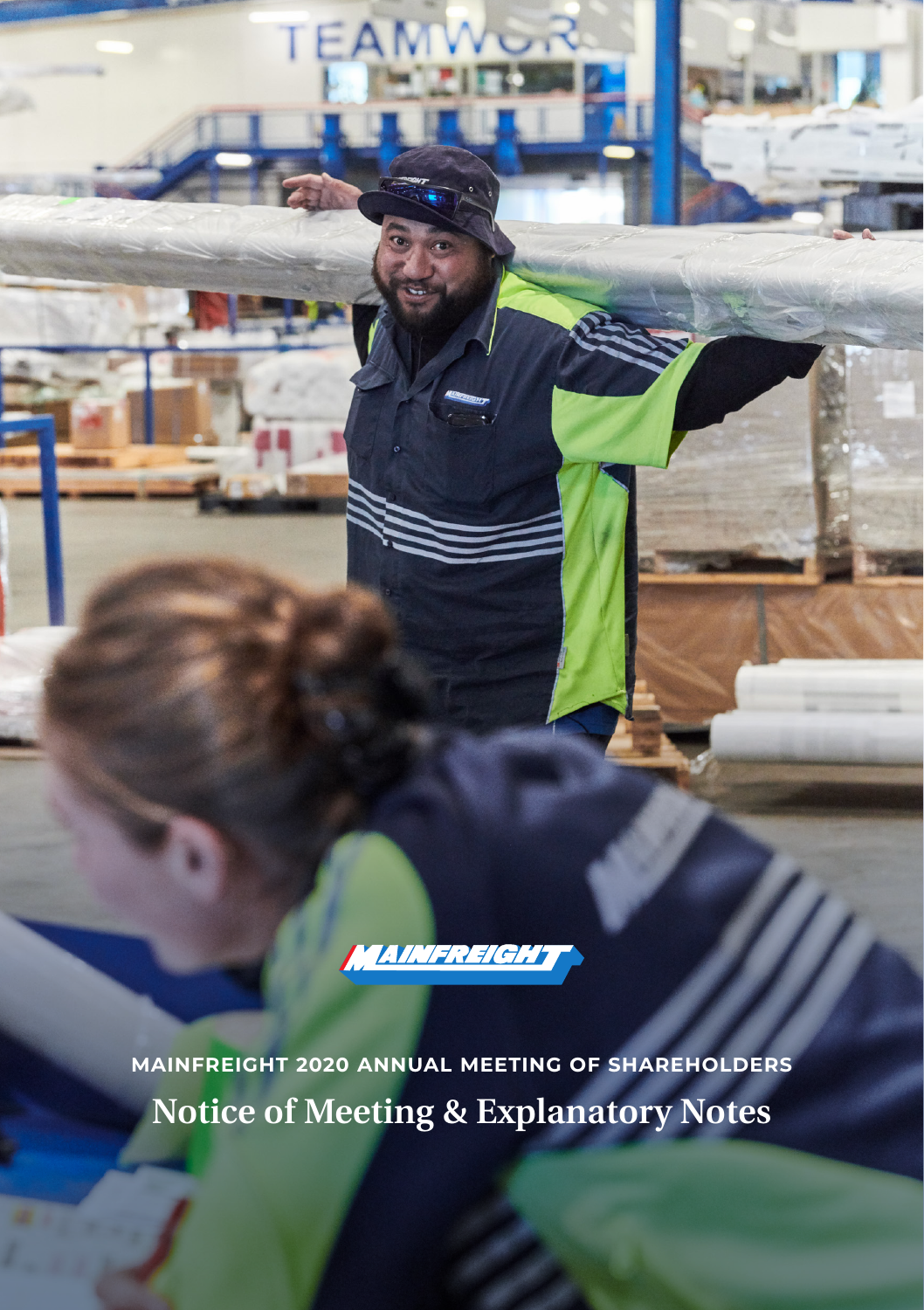MAINFREIGHT

MAINFREIGHT 2020 ANNUAL MEETING OF SHAREHOLDERS

# Notice of Meeting & Explanatory Notes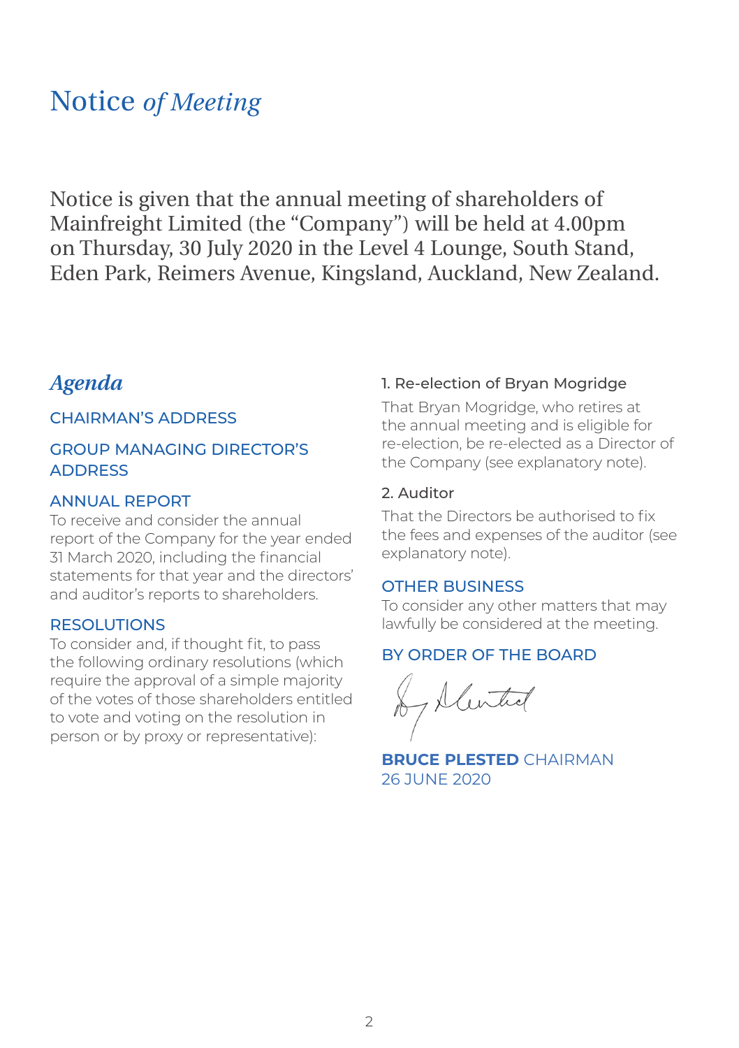# Notice *of Meeting*

Notice is given that the annual meeting of shareholders of Mainfreight Limited (the "Company") will be held at 4.00pm on Thursday, 30 July 2020 in the Level 4 Lounge, South Stand, Eden Park, Reimers Avenue, Kingsland, Auckland, New Zealand.

## *Agenda*

### CHAIRMAN'S ADDRESS

### GROUP MANAGING DIRECTOR'S ADDRESS

### ANNUAL REPORT

To receive and consider the annual report of the Company for the year ended 31 March 2020, including the financial statements for that year and the directors' and auditor's reports to shareholders.

### RESOLUTIONS

To consider and, if thought fit, to pass the following ordinary resolutions (which require the approval of a simple majority of the votes of those shareholders entitled to vote and voting on the resolution in person or by proxy or representative):

#### 1. Re-election of Bryan Mogridge

That Bryan Mogridge, who retires at the annual meeting and is eligible for re-election, be re-elected as a Director of the Company (see explanatory note).

#### 2. Auditor

That the Directors be authorised to fix the fees and expenses of the auditor (see explanatory note).

### OTHER BUSINESS

To consider any other matters that may lawfully be considered at the meeting.

### BY ORDER OF THE BOARD

**BRUCE PLESTED** CHAIRMAN
26 JUNE 2020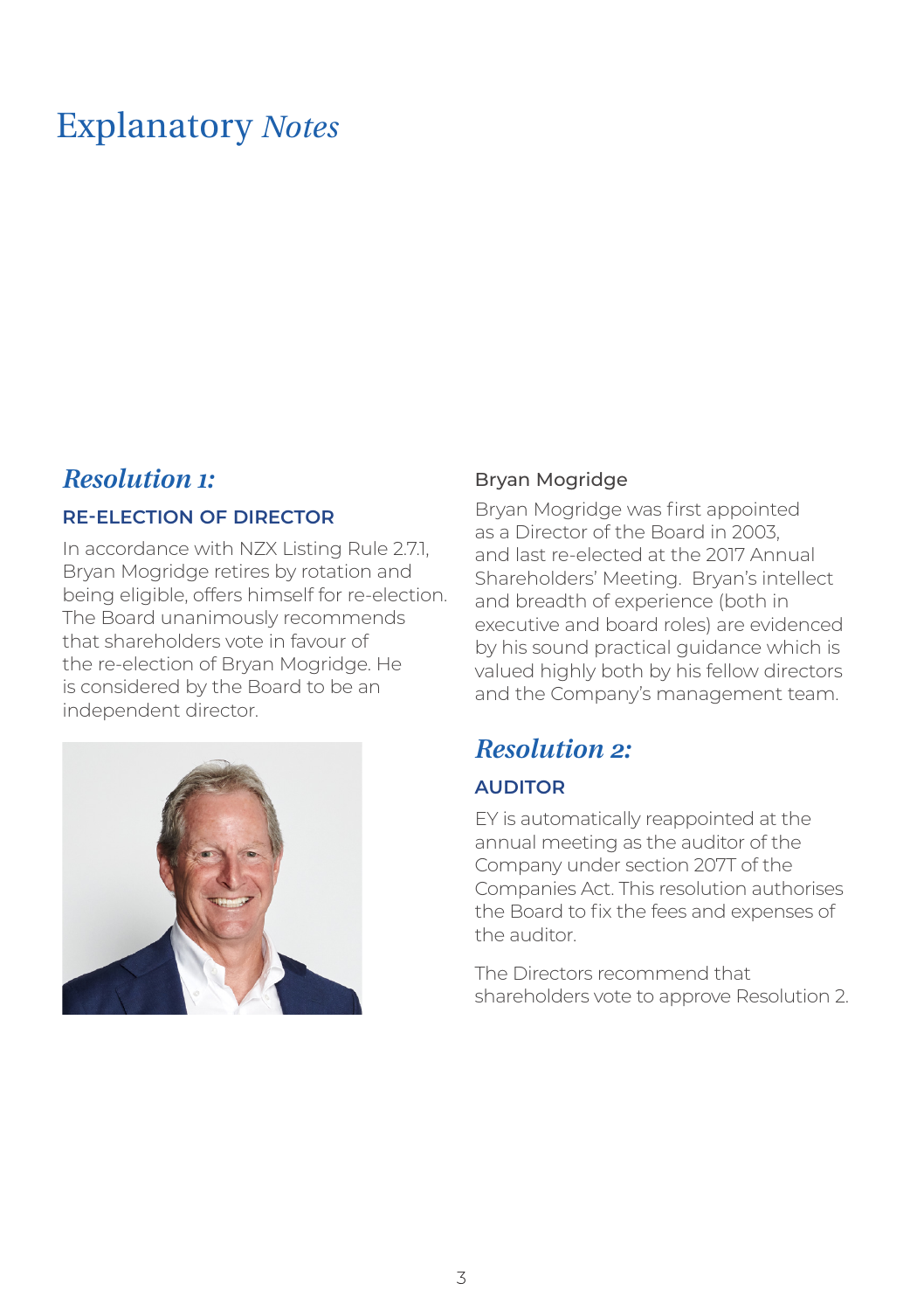# Explanatory *Notes*

## *Resolution 1:*

### RE-ELECTION OF DIRECTOR

In accordance with NZX Listing Rule 2.7.1, Bryan Mogridge retires by rotation and being eligible, offers himself for re-election. The Board unanimously recommends that shareholders vote in favour of the re-election of Bryan Mogridge. He is considered by the Board to be an independent director.

Bryan Mogridge

Bryan Mogridge was first appointed as a Director of the Board in 2003, and last re-elected at the 2017 Annual Shareholders' Meeting. Bryan's intellect and breadth of experience (both in executive and board roles) are evidenced by his sound practical guidance which is valued highly both by his fellow directors and the Company's management team.

## *Resolution 2:*

### AUDITOR

EY is automatically reappointed at the annual meeting as the auditor of the Company under section 207T of the Companies Act. This resolution authorises the Board to fix the fees and expenses of the auditor.

The Directors recommend that shareholders vote to approve Resolution 2.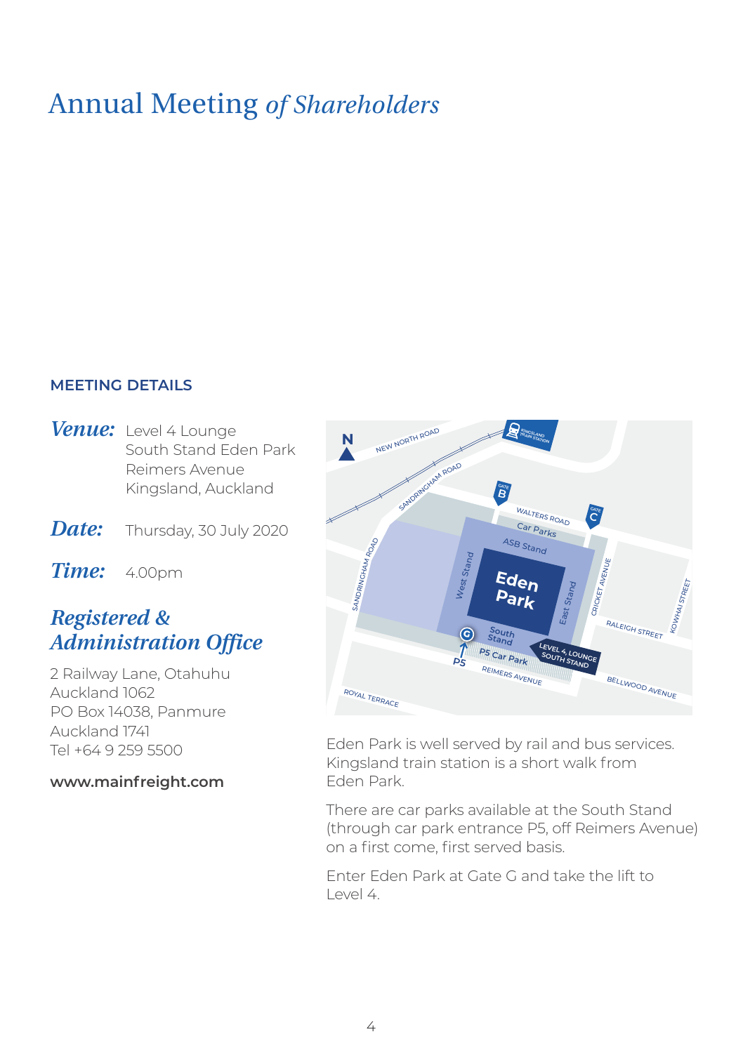# Annual Meeting *of Shareholders*

## MEETING DETAILS

***Venue:*** Level 4 Lounge
South Stand Eden Park
Reimers Avenue
Kingsland, Auckland

***Date:*** Thursday, 30 July 2020

***Time:*** 4.00pm

### *Registered & Administration Office*

2 Railway Lane, Otahuhu
Auckland 1062
PO Box 14038, Panmure
Auckland 1741
Tel +64 9 259 5500

**www.mainfreight.com**

N
NEW NORTH ROAD
KINGSLAND TRAIN STATION
SANDRINGHAM ROAD
GATE B
GATE C
WALTERS ROAD
Car Parks
ASB Stand
West Stand
Eden Park
East Stand
CRICKET AVENUE
KOWHAI STREET
RALEIGH STREET
SANDRINGHAM ROAD
G
South Stand
P5 Car Park
P5
LEVEL 4, LOUNGE SOUTH STAND
REIMERS AVENUE
BELLWOOD AVENUE
ROYAL TERRACE

Eden Park is well served by rail and bus services. Kingsland train station is a short walk from Eden Park.

There are car parks available at the South Stand (through car park entrance P5, off Reimers Avenue) on a first come, first served basis.

Enter Eden Park at Gate G and take the lift to Level 4.